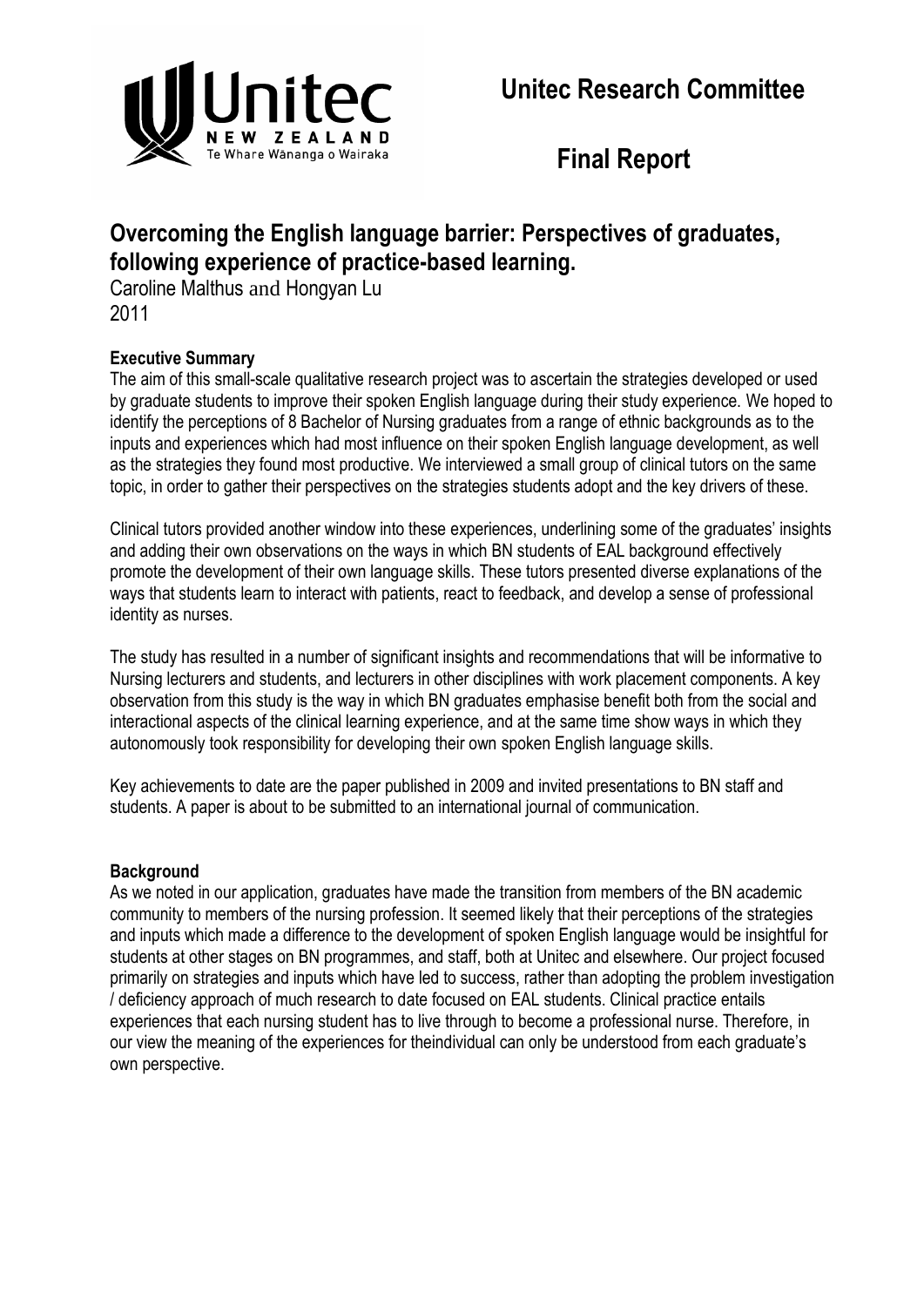# Unitec Research Committee

# Final Report

## Overcoming the English language barrier: Perspectives of graduates, following experience of practice-based learning.

Caroline Malthus and Hongyan Lu
2011

### Executive Summary

The aim of this small-scale qualitative research project was to ascertain the strategies developed or used by graduate students to improve their spoken English language during their study experience. We hoped to identify the perceptions of 8 Bachelor of Nursing graduates from a range of ethnic backgrounds as to the inputs and experiences which had most influence on their spoken English language development, as well as the strategies they found most productive. We interviewed a small group of clinical tutors on the same topic, in order to gather their perspectives on the strategies students adopt and the key drivers of these.

Clinical tutors provided another window into these experiences, underlining some of the graduates' insights and adding their own observations on the ways in which BN students of EAL background effectively promote the development of their own language skills. These tutors presented diverse explanations of the ways that students learn to interact with patients, react to feedback, and develop a sense of professional identity as nurses.

The study has resulted in a number of significant insights and recommendations that will be informative to Nursing lecturers and students, and lecturers in other disciplines with work placement components. A key observation from this study is the way in which BN graduates emphasise benefit both from the social and interactional aspects of the clinical learning experience, and at the same time show ways in which they autonomously took responsibility for developing their own spoken English language skills.

Key achievements to date are the paper published in 2009 and invited presentations to BN staff and students. A paper is about to be submitted to an international journal of communication.

### Background

As we noted in our application, graduates have made the transition from members of the BN academic community to members of the nursing profession. It seemed likely that their perceptions of the strategies and inputs which made a difference to the development of spoken English language would be insightful for students at other stages on BN programmes, and staff, both at Unitec and elsewhere. Our project focused primarily on strategies and inputs which have led to success, rather than adopting the problem investigation / deficiency approach of much research to date focused on EAL students. Clinical practice entails experiences that each nursing student has to live through to become a professional nurse. Therefore, in our view the meaning of the experiences for theindividual can only be understood from each graduate's own perspective.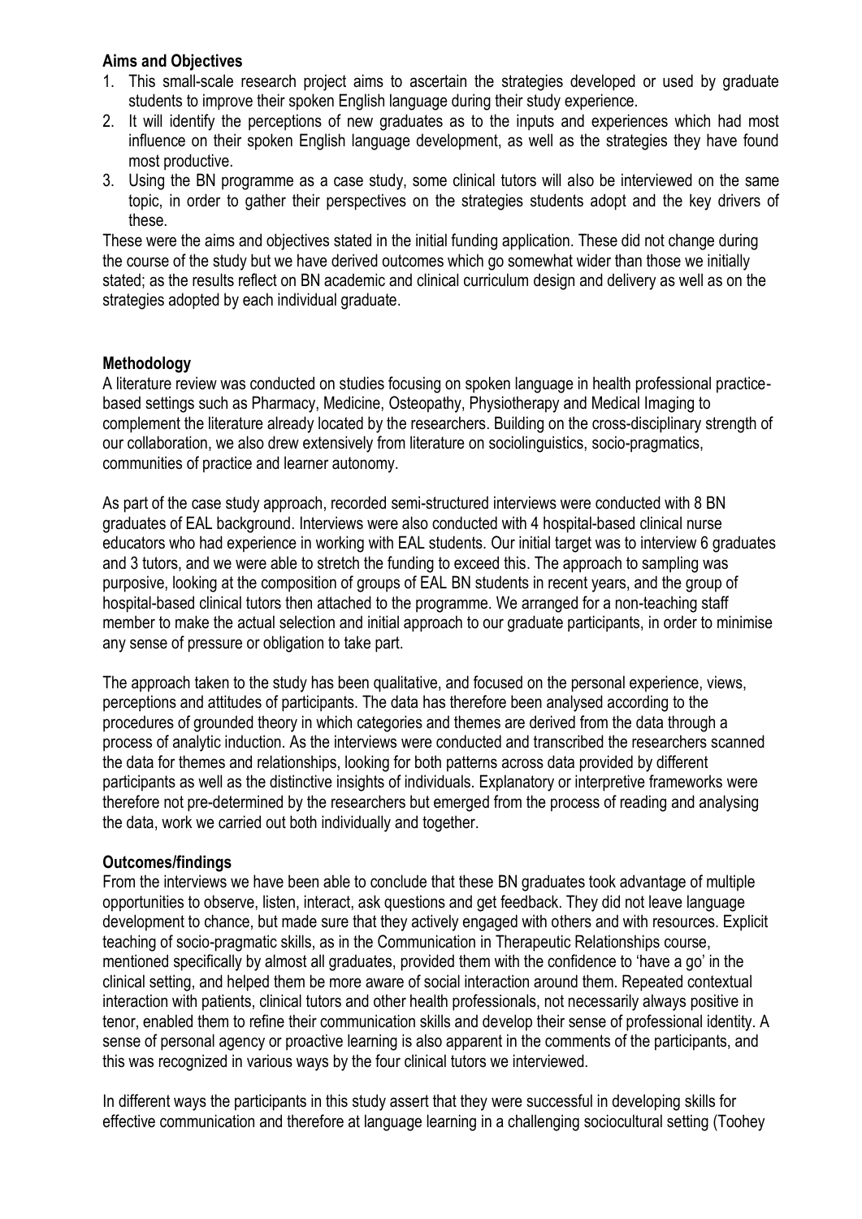**Aims and Objectives**

1. This small-scale research project aims to ascertain the strategies developed or used by graduate students to improve their spoken English language during their study experience.
2. It will identify the perceptions of new graduates as to the inputs and experiences which had most influence on their spoken English language development, as well as the strategies they have found most productive.
3. Using the BN programme as a case study, some clinical tutors will also be interviewed on the same topic, in order to gather their perspectives on the strategies students adopt and the key drivers of these.

These were the aims and objectives stated in the initial funding application. These did not change during the course of the study but we have derived outcomes which go somewhat wider than those we initially stated; as the results reflect on BN academic and clinical curriculum design and delivery as well as on the strategies adopted by each individual graduate.

**Methodology**

A literature review was conducted on studies focusing on spoken language in health professional practice-based settings such as Pharmacy, Medicine, Osteopathy, Physiotherapy and Medical Imaging to complement the literature already located by the researchers. Building on the cross-disciplinary strength of our collaboration, we also drew extensively from literature on sociolinguistics, socio-pragmatics, communities of practice and learner autonomy.

As part of the case study approach, recorded semi-structured interviews were conducted with 8 BN graduates of EAL background. Interviews were also conducted with 4 hospital-based clinical nurse educators who had experience in working with EAL students. Our initial target was to interview 6 graduates and 3 tutors, and we were able to stretch the funding to exceed this. The approach to sampling was purposive, looking at the composition of groups of EAL BN students in recent years, and the group of hospital-based clinical tutors then attached to the programme. We arranged for a non-teaching staff member to make the actual selection and initial approach to our graduate participants, in order to minimise any sense of pressure or obligation to take part.

The approach taken to the study has been qualitative, and focused on the personal experience, views, perceptions and attitudes of participants. The data has therefore been analysed according to the procedures of grounded theory in which categories and themes are derived from the data through a process of analytic induction. As the interviews were conducted and transcribed the researchers scanned the data for themes and relationships, looking for both patterns across data provided by different participants as well as the distinctive insights of individuals. Explanatory or interpretive frameworks were therefore not pre-determined by the researchers but emerged from the process of reading and analysing the data, work we carried out both individually and together.

**Outcomes/findings**

From the interviews we have been able to conclude that these BN graduates took advantage of multiple opportunities to observe, listen, interact, ask questions and get feedback. They did not leave language development to chance, but made sure that they actively engaged with others and with resources. Explicit teaching of socio-pragmatic skills, as in the Communication in Therapeutic Relationships course, mentioned specifically by almost all graduates, provided them with the confidence to 'have a go' in the clinical setting, and helped them be more aware of social interaction around them. Repeated contextual interaction with patients, clinical tutors and other health professionals, not necessarily always positive in tenor, enabled them to refine their communication skills and develop their sense of professional identity. A sense of personal agency or proactive learning is also apparent in the comments of the participants, and this was recognized in various ways by the four clinical tutors we interviewed.

In different ways the participants in this study assert that they were successful in developing skills for effective communication and therefore at language learning in a challenging sociocultural setting (Toohey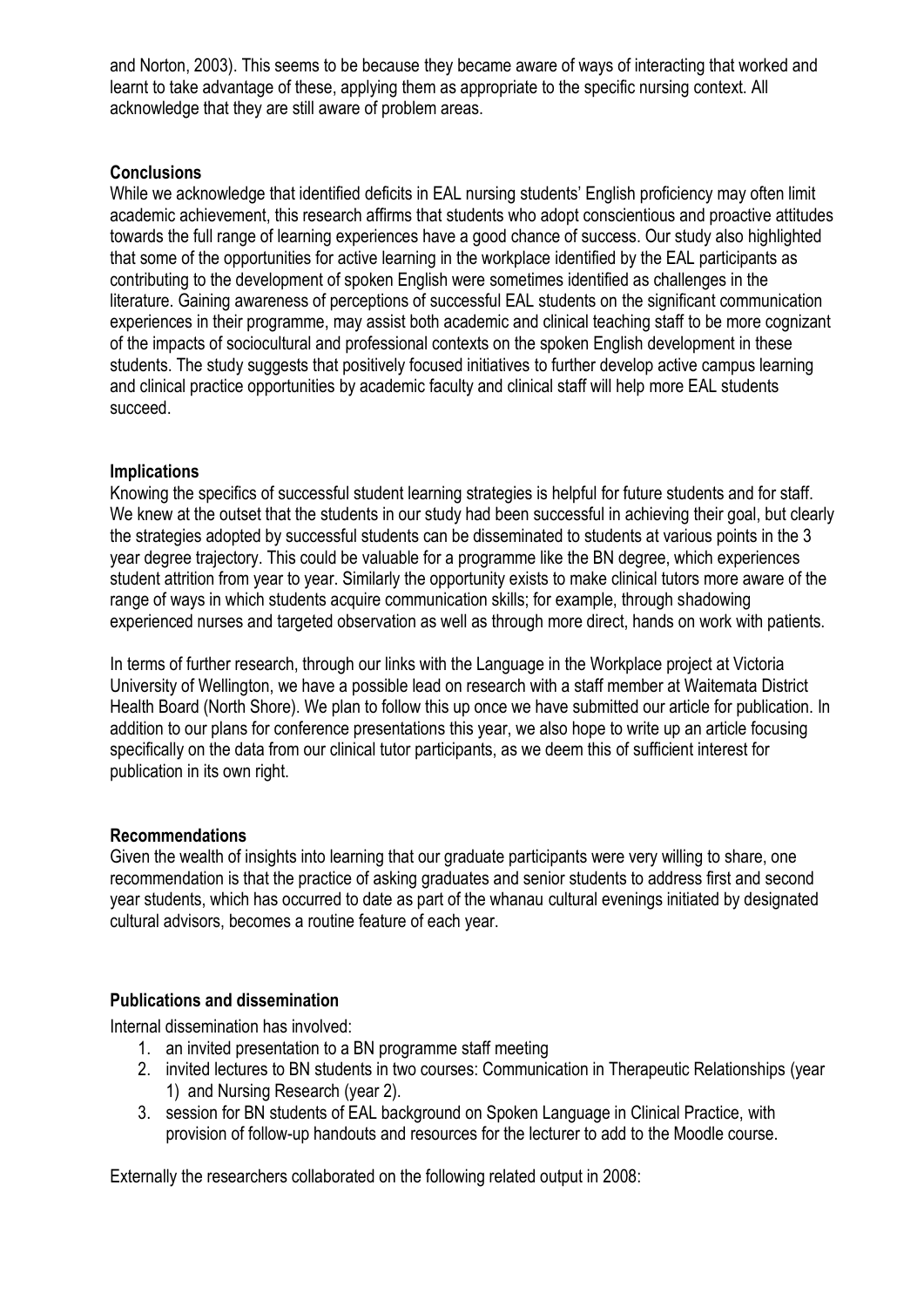and Norton, 2003). This seems to be because they became aware of ways of interacting that worked and learnt to take advantage of these, applying them as appropriate to the specific nursing context. All acknowledge that they are still aware of problem areas.

**Conclusions**

While we acknowledge that identified deficits in EAL nursing students' English proficiency may often limit academic achievement, this research affirms that students who adopt conscientious and proactive attitudes towards the full range of learning experiences have a good chance of success. Our study also highlighted that some of the opportunities for active learning in the workplace identified by the EAL participants as contributing to the development of spoken English were sometimes identified as challenges in the literature. Gaining awareness of perceptions of successful EAL students on the significant communication experiences in their programme, may assist both academic and clinical teaching staff to be more cognizant of the impacts of sociocultural and professional contexts on the spoken English development in these students. The study suggests that positively focused initiatives to further develop active campus learning and clinical practice opportunities by academic faculty and clinical staff will help more EAL students succeed.

**Implications**

Knowing the specifics of successful student learning strategies is helpful for future students and for staff. We knew at the outset that the students in our study had been successful in achieving their goal, but clearly the strategies adopted by successful students can be disseminated to students at various points in the 3 year degree trajectory. This could be valuable for a programme like the BN degree, which experiences student attrition from year to year. Similarly the opportunity exists to make clinical tutors more aware of the range of ways in which students acquire communication skills; for example, through shadowing experienced nurses and targeted observation as well as through more direct, hands on work with patients.

In terms of further research, through our links with the Language in the Workplace project at Victoria University of Wellington, we have a possible lead on research with a staff member at Waitemata District Health Board (North Shore). We plan to follow this up once we have submitted our article for publication. In addition to our plans for conference presentations this year, we also hope to write up an article focusing specifically on the data from our clinical tutor participants, as we deem this of sufficient interest for publication in its own right.

**Recommendations**

Given the wealth of insights into learning that our graduate participants were very willing to share, one recommendation is that the practice of asking graduates and senior students to address first and second year students, which has occurred to date as part of the whanau cultural evenings initiated by designated cultural advisors, becomes a routine feature of each year.

**Publications and dissemination**

Internal dissemination has involved:

1. an invited presentation to a BN programme staff meeting
2. invited lectures to BN students in two courses: Communication in Therapeutic Relationships (year 1) and Nursing Research (year 2).
3. session for BN students of EAL background on Spoken Language in Clinical Practice, with provision of follow-up handouts and resources for the lecturer to add to the Moodle course.

Externally the researchers collaborated on the following related output in 2008: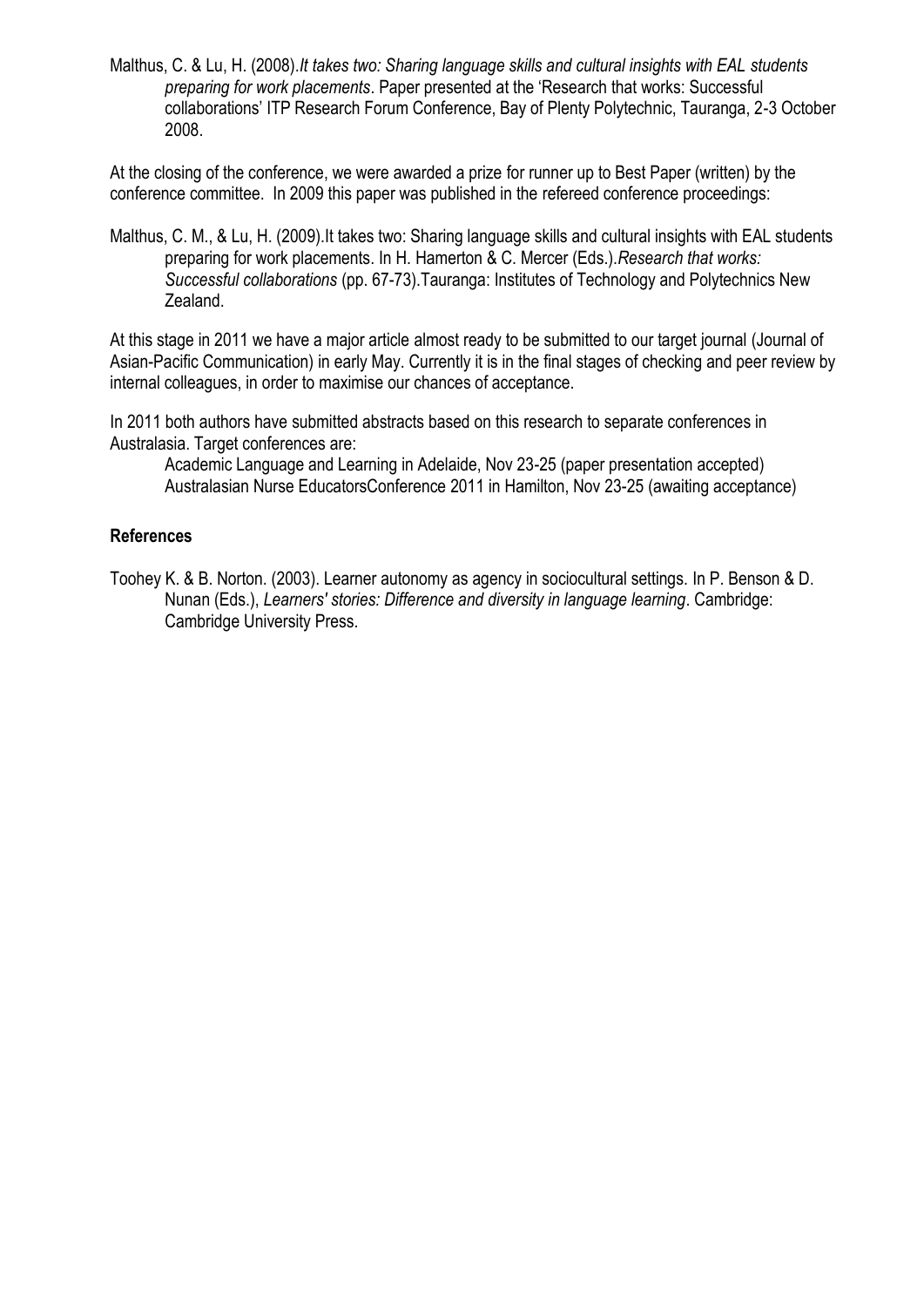Malthus, C. & Lu, H. (2008).*It takes two: Sharing language skills and cultural insights with EAL students preparing for work placements*. Paper presented at the 'Research that works: Successful collaborations' ITP Research Forum Conference, Bay of Plenty Polytechnic, Tauranga, 2-3 October 2008.

At the closing of the conference, we were awarded a prize for runner up to Best Paper (written) by the conference committee. In 2009 this paper was published in the refereed conference proceedings:

Malthus, C. M., & Lu, H. (2009).It takes two: Sharing language skills and cultural insights with EAL students preparing for work placements. In H. Hamerton & C. Mercer (Eds.).*Research that works: Successful collaborations* (pp. 67-73).Tauranga: Institutes of Technology and Polytechnics New Zealand.

At this stage in 2011 we have a major article almost ready to be submitted to our target journal (Journal of Asian-Pacific Communication) in early May. Currently it is in the final stages of checking and peer review by internal colleagues, in order to maximise our chances of acceptance.

In 2011 both authors have submitted abstracts based on this research to separate conferences in Australasia. Target conferences are:

Academic Language and Learning in Adelaide, Nov 23-25 (paper presentation accepted)
Australasian Nurse EducatorsConference 2011 in Hamilton, Nov 23-25 (awaiting acceptance)

**References**

Toohey K. & B. Norton. (2003). Learner autonomy as agency in sociocultural settings. In P. Benson & D. Nunan (Eds.), *Learners' stories: Difference and diversity in language learning*. Cambridge: Cambridge University Press.